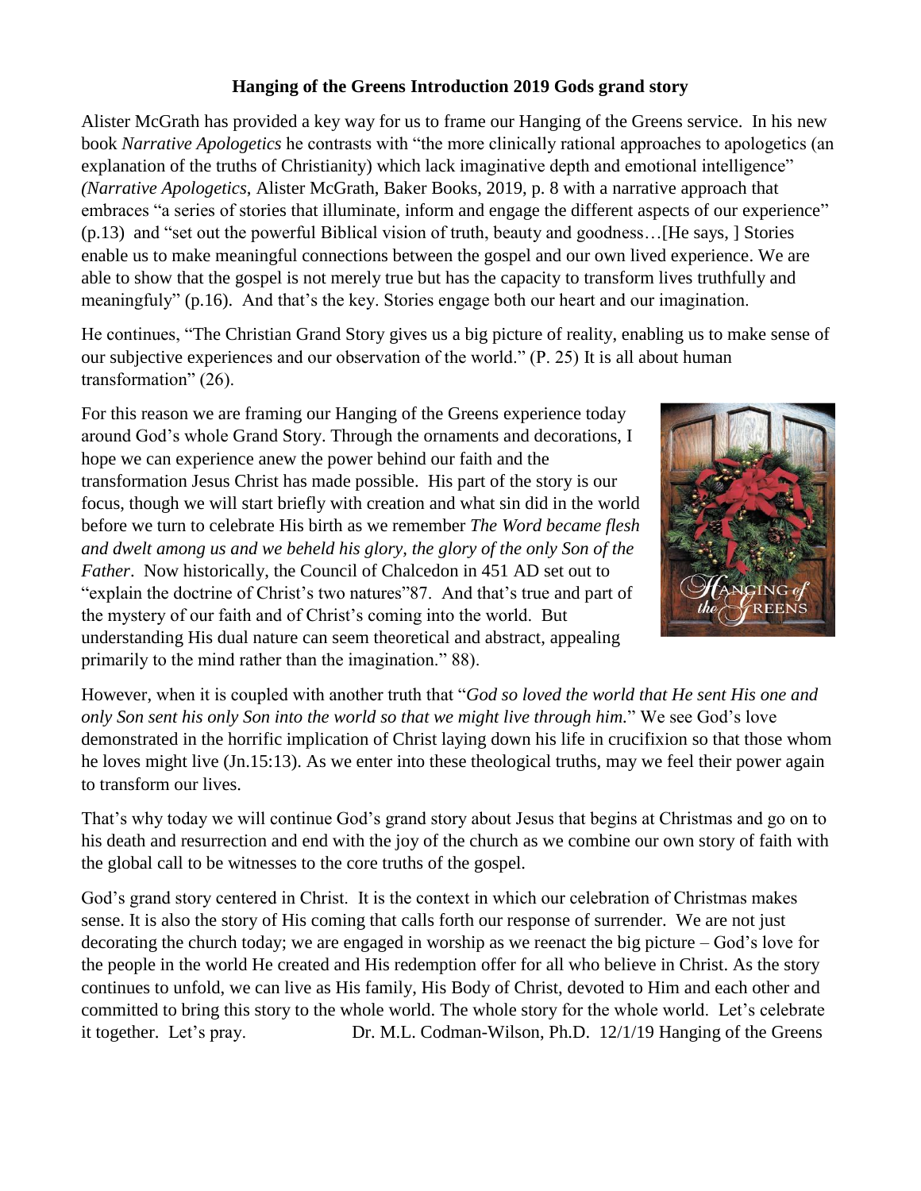**Hanging of the Greens Introduction 2019 Gods grand story**

Alister McGrath has provided a key way for us to frame our Hanging of the Greens service. In his new book *Narrative Apologetics* he contrasts with "the more clinically rational approaches to apologetics (an explanation of the truths of Christianity) which lack imaginative depth and emotional intelligence" *(Narrative Apologetics*, Alister McGrath, Baker Books, 2019, p. 8 with a narrative approach that embraces "a series of stories that illuminate, inform and engage the different aspects of our experience" (p.13) and "set out the powerful Biblical vision of truth, beauty and goodness…[He says, ] Stories enable us to make meaningful connections between the gospel and our own lived experience. We are able to show that the gospel is not merely true but has the capacity to transform lives truthfully and meaningfuly" (p.16). And that's the key. Stories engage both our heart and our imagination.

He continues, "The Christian Grand Story gives us a big picture of reality, enabling us to make sense of our subjective experiences and our observation of the world." (P. 25) It is all about human transformation" (26).

For this reason we are framing our Hanging of the Greens experience today around God's whole Grand Story. Through the ornaments and decorations, I hope we can experience anew the power behind our faith and the transformation Jesus Christ has made possible. His part of the story is our focus, though we will start briefly with creation and what sin did in the world before we turn to celebrate His birth as we remember *The Word became flesh and dwelt among us and we beheld his glory, the glory of the only Son of the Father*. Now historically, the Council of Chalcedon in 451 AD set out to "explain the doctrine of Christ's two natures"87. And that's true and part of the mystery of our faith and of Christ's coming into the world. But understanding His dual nature can seem theoretical and abstract, appealing primarily to the mind rather than the imagination." 88).

However, when it is coupled with another truth that "*God so loved the world that He sent His one and only Son sent his only Son into the world so that we might live through him.*" We see God's love demonstrated in the horrific implication of Christ laying down his life in crucifixion so that those whom he loves might live (Jn.15:13). As we enter into these theological truths, may we feel their power again to transform our lives.

That's why today we will continue God's grand story about Jesus that begins at Christmas and go on to his death and resurrection and end with the joy of the church as we combine our own story of faith with the global call to be witnesses to the core truths of the gospel.

God's grand story centered in Christ. It is the context in which our celebration of Christmas makes sense. It is also the story of His coming that calls forth our response of surrender. We are not just decorating the church today; we are engaged in worship as we reenact the big picture – God's love for the people in the world He created and His redemption offer for all who believe in Christ. As the story continues to unfold, we can live as His family, His Body of Christ, devoted to Him and each other and committed to bring this story to the whole world. The whole story for the whole world. Let's celebrate it together. Let's pray. Dr. M.L. Codman-Wilson, Ph.D. 12/1/19 Hanging of the Greens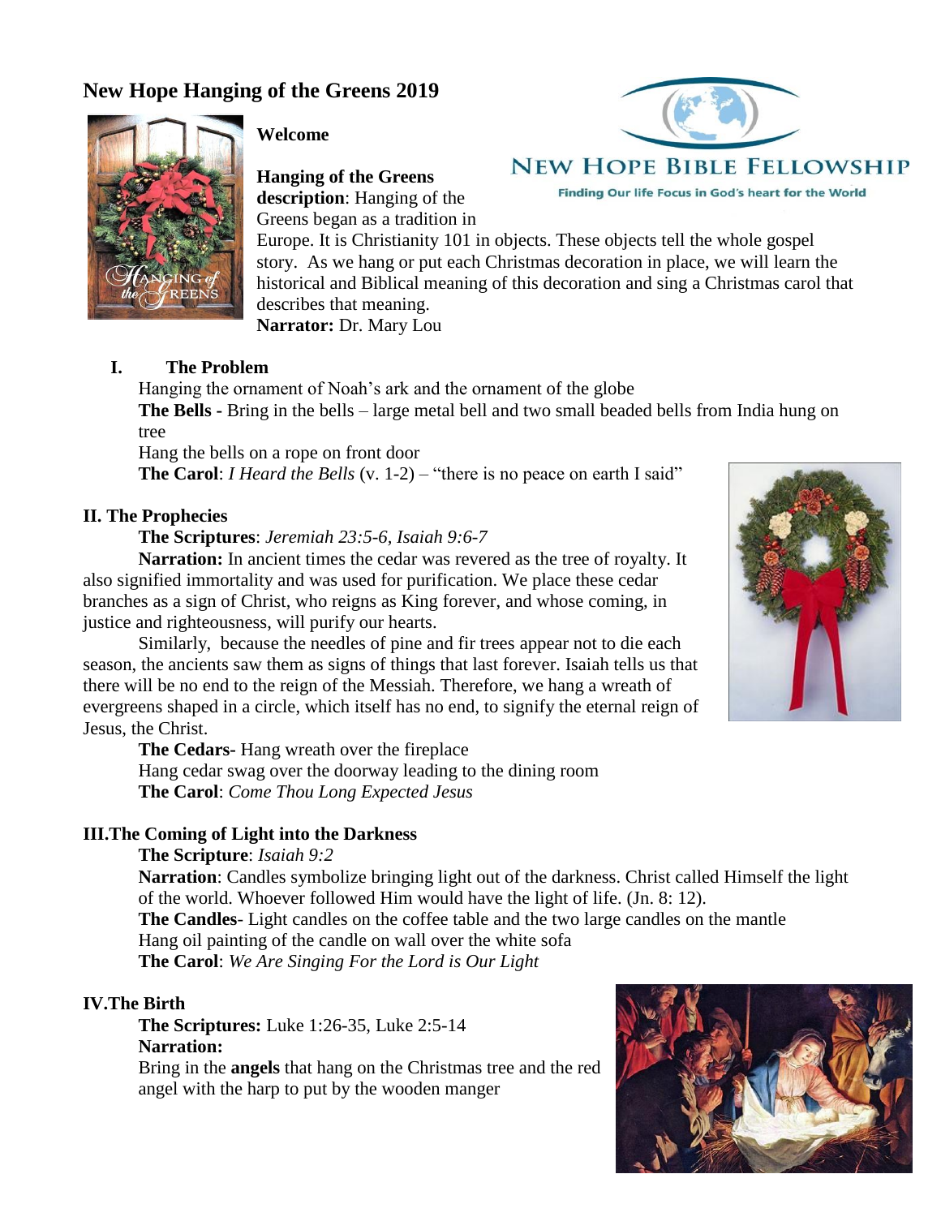# New Hope Hanging of the Greens 2019

NEW HOPE BIBLE FELLOWSHIP

Finding Our life Focus in God's heart for the World

**Welcome**

**Hanging of the Greens description**: Hanging of the Greens began as a tradition in Europe. It is Christianity 101 in objects. These objects tell the whole gospel story. As we hang or put each Christmas decoration in place, we will learn the historical and Biblical meaning of this decoration and sing a Christmas carol that describes that meaning.

**Narrator:** Dr. Mary Lou

## I. The Problem

Hanging the ornament of Noah's ark and the ornament of the globe

**The Bells -** Bring in the bells – large metal bell and two small beaded bells from India hung on tree

Hang the bells on a rope on front door

**The Carol**: *I Heard the Bells* (v. 1-2) – "there is no peace on earth I said"

## II. The Prophecies

**The Scriptures**: *Jeremiah 23:5-6, Isaiah 9:6-7*

**Narration:** In ancient times the cedar was revered as the tree of royalty. It also signified immortality and was used for purification. We place these cedar branches as a sign of Christ, who reigns as King forever, and whose coming, in justice and righteousness, will purify our hearts.

Similarly, because the needles of pine and fir trees appear not to die each season, the ancients saw them as signs of things that last forever. Isaiah tells us that there will be no end to the reign of the Messiah. Therefore, we hang a wreath of evergreens shaped in a circle, which itself has no end, to signify the eternal reign of Jesus, the Christ.

**The Cedars-** Hang wreath over the fireplace

Hang cedar swag over the doorway leading to the dining room

**The Carol**: *Come Thou Long Expected Jesus*

## III. The Coming of Light into the Darkness

**The Scripture**: *Isaiah 9:2*

**Narration**: Candles symbolize bringing light out of the darkness. Christ called Himself the light of the world. Whoever followed Him would have the light of life. (Jn. 8: 12).

**The Candles**- Light candles on the coffee table and the two large candles on the mantle

Hang oil painting of the candle on wall over the white sofa

**The Carol**: *We Are Singing For the Lord is Our Light*

## IV. The Birth

**The Scriptures:** Luke 1:26-35, Luke 2:5-14

**Narration:**

Bring in the **angels** that hang on the Christmas tree and the red angel with the harp to put by the wooden manger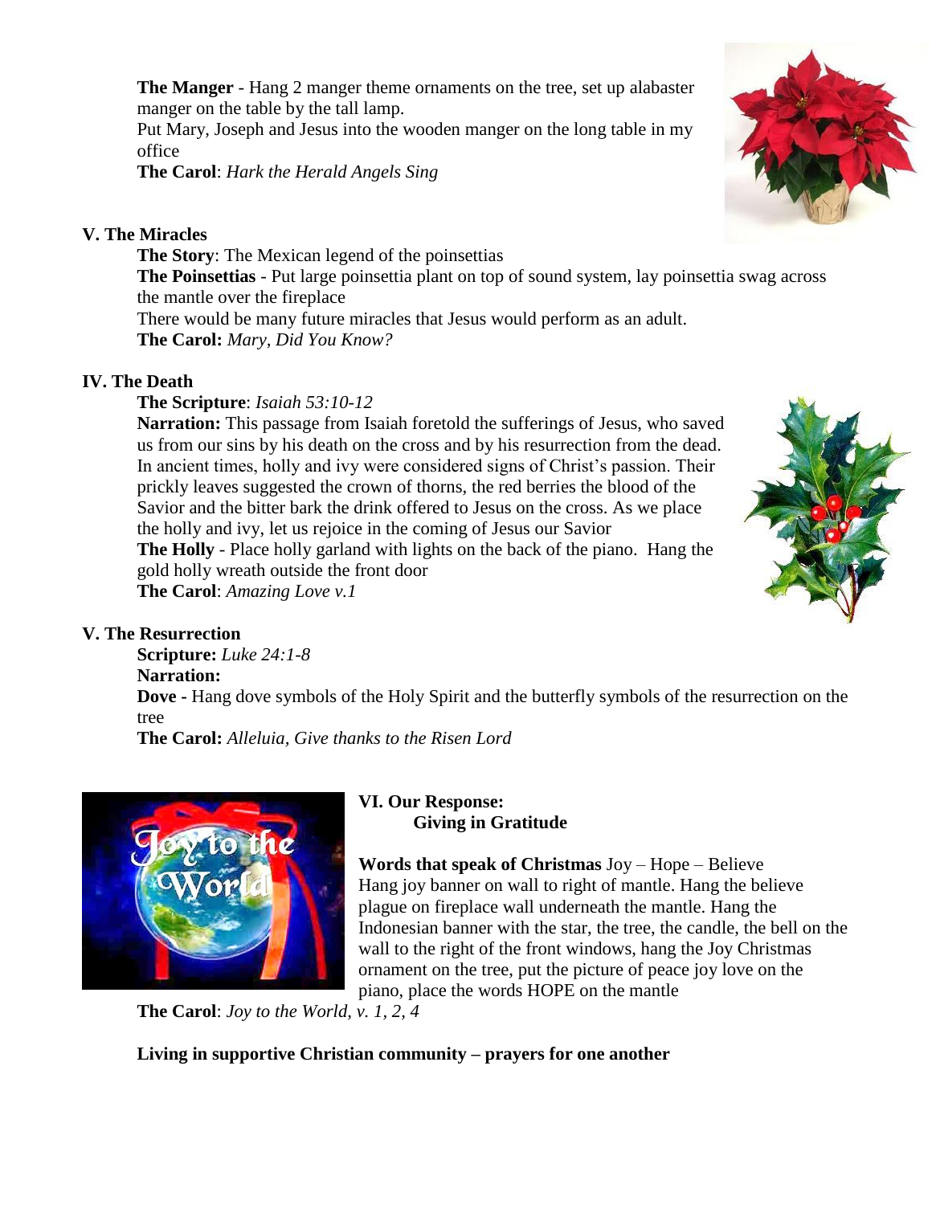**The Manger** - Hang 2 manger theme ornaments on the tree, set up alabaster manger on the table by the tall lamp.
Put Mary, Joseph and Jesus into the wooden manger on the long table in my office
**The Carol**: *Hark the Herald Angels Sing*

**V. The Miracles**

**The Story**: The Mexican legend of the poinsettias
**The Poinsettias** - Put large poinsettia plant on top of sound system, lay poinsettia swag across the mantle over the fireplace
There would be many future miracles that Jesus would perform as an adult.
**The Carol:** *Mary, Did You Know?*

**IV. The Death**

**The Scripture**: *Isaiah 53:10-12*
**Narration:** This passage from Isaiah foretold the sufferings of Jesus, who saved us from our sins by his death on the cross and by his resurrection from the dead. In ancient times, holly and ivy were considered signs of Christ's passion. Their prickly leaves suggested the crown of thorns, the red berries the blood of the Savior and the bitter bark the drink offered to Jesus on the cross. As we place the holly and ivy, let us rejoice in the coming of Jesus our Savior
**The Holly** - Place holly garland with lights on the back of the piano. Hang the gold holly wreath outside the front door
**The Carol**: *Amazing Love v.1*

**V. The Resurrection**

**Scripture:** *Luke 24:1-8*
**Narration:**
**Dove -** Hang dove symbols of the Holy Spirit and the butterfly symbols of the resurrection on the tree
**The Carol:** *Alleluia, Give thanks to the Risen Lord*

**VI. Our Response:**
**Giving in Gratitude**

**Words that speak of Christmas** Joy – Hope – Believe
Hang joy banner on wall to right of mantle. Hang the believe plague on fireplace wall underneath the mantle. Hang the Indonesian banner with the star, the tree, the candle, the bell on the wall to the right of the front windows, hang the Joy Christmas ornament on the tree, put the picture of peace joy love on the piano, place the words HOPE on the mantle
**The Carol**: *Joy to the World, v. 1, 2, 4*

**Living in supportive Christian community – prayers for one another**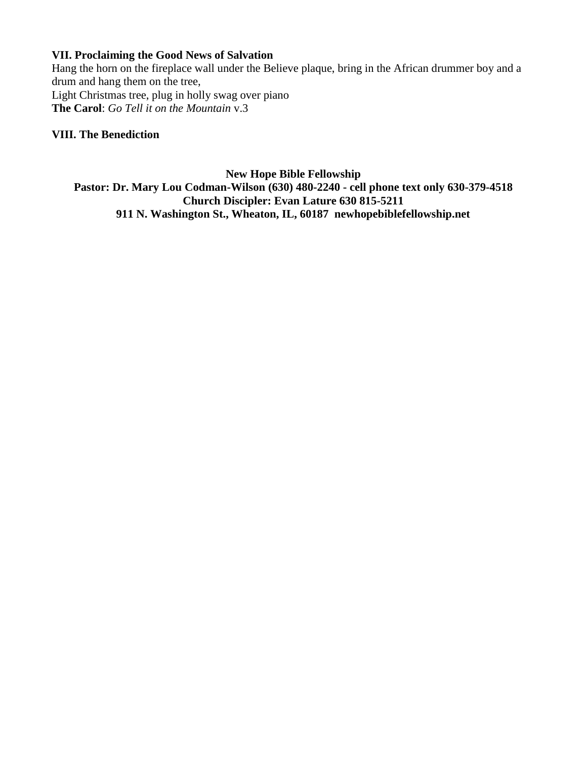**VII. Proclaiming the Good News of Salvation**

Hang the horn on the fireplace wall under the Believe plaque, bring in the African drummer boy and a drum and hang them on the tree,
Light Christmas tree, plug in holly swag over piano
**The Carol**: *Go Tell it on the Mountain* v.3

**VIII. The Benediction**

**New Hope Bible Fellowship**
**Pastor: Dr. Mary Lou Codman-Wilson (630) 480-2240 - cell phone text only 630-379-4518**
**Church Discipler: Evan Lature 630 815-5211**
**911 N. Washington St., Wheaton, IL, 60187 newhopebiblefellowship.net**